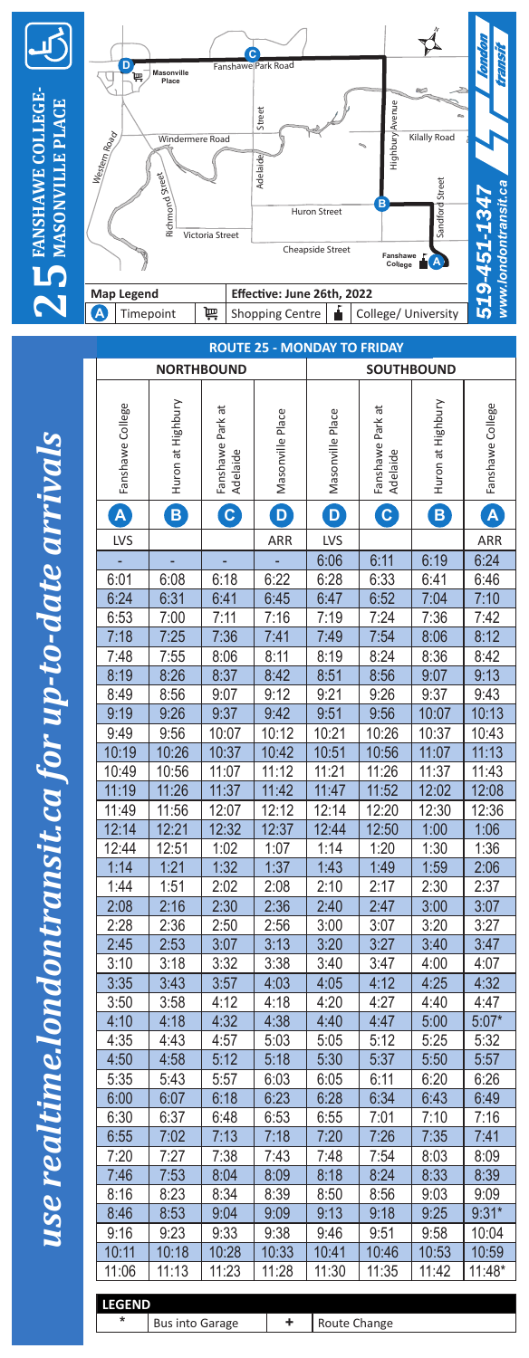# 25 FANSHAWE COLLEGE-MASONVILLE PLACE

**Map Legend**

- A Timepoint
- Shopping Centre
- College/ University

**Effective: June 26th, 2022**

london transit

519-451-1347
www.londontransit.ca

*use realtime.londontransit.ca for up-to-date arrivals*

## ROUTE 25 - MONDAY TO FRIDAY

| NORTHBOUND | | | | SOUTHBOUND | | | |
|---|---|---|---|---|---|---|---|
| Fanshawe College | Huron at Highbury | Fanshawe Park at Adelaide | Masonville Place | Masonville Place | Fanshawe Park at Adelaide | Huron at Highbury | Fanshawe College |
| A | B | C | D | D | C | B | A |
| LVS | | | ARR | LVS | | | ARR |
| - | - | - | - | 6:06 | 6:11 | 6:19 | 6:24 |
| 6:01 | 6:08 | 6:18 | 6:22 | 6:28 | 6:33 | 6:41 | 6:46 |
| 6:24 | 6:31 | 6:41 | 6:45 | 6:47 | 6:52 | 7:04 | 7:10 |
| 6:53 | 7:00 | 7:11 | 7:16 | 7:19 | 7:24 | 7:36 | 7:42 |
| 7:18 | 7:25 | 7:36 | 7:41 | 7:49 | 7:54 | 8:06 | 8:12 |
| 7:48 | 7:55 | 8:06 | 8:11 | 8:19 | 8:24 | 8:36 | 8:42 |
| 8:19 | 8:26 | 8:37 | 8:42 | 8:51 | 8:56 | 9:07 | 9:13 |
| 8:49 | 8:56 | 9:07 | 9:12 | 9:21 | 9:26 | 9:37 | 9:43 |
| 9:19 | 9:26 | 9:37 | 9:42 | 9:51 | 9:56 | 10:07 | 10:13 |
| 9:49 | 9:56 | 10:07 | 10:12 | 10:21 | 10:26 | 10:37 | 10:43 |
| 10:19 | 10:26 | 10:37 | 10:42 | 10:51 | 10:56 | 11:07 | 11:13 |
| 10:49 | 10:56 | 11:07 | 11:12 | 11:21 | 11:26 | 11:37 | 11:43 |
| 11:19 | 11:26 | 11:37 | 11:42 | 11:47 | 11:52 | 12:02 | 12:08 |
| 11:49 | 11:56 | 12:07 | 12:12 | 12:14 | 12:20 | 12:30 | 12:36 |
| 12:14 | 12:21 | 12:32 | 12:37 | 12:44 | 12:50 | 1:00 | 1:06 |
| 12:44 | 12:51 | 1:02 | 1:07 | 1:14 | 1:20 | 1:30 | 1:36 |
| 1:14 | 1:21 | 1:32 | 1:37 | 1:43 | 1:49 | 1:59 | 2:06 |
| 1:44 | 1:51 | 2:02 | 2:08 | 2:10 | 2:17 | 2:30 | 2:37 |
| 2:08 | 2:16 | 2:30 | 2:36 | 2:40 | 2:47 | 3:00 | 3:07 |
| 2:28 | 2:36 | 2:50 | 2:56 | 3:00 | 3:07 | 3:20 | 3:27 |
| 2:45 | 2:53 | 3:07 | 3:13 | 3:20 | 3:27 | 3:40 | 3:47 |
| 3:10 | 3:18 | 3:32 | 3:38 | 3:40 | 3:47 | 4:00 | 4:07 |
| 3:35 | 3:43 | 3:57 | 4:03 | 4:05 | 4:12 | 4:25 | 4:32 |
| 3:50 | 3:58 | 4:12 | 4:18 | 4:20 | 4:27 | 4:40 | 4:47 |
| 4:10 | 4:18 | 4:32 | 4:38 | 4:40 | 4:47 | 5:00 | 5:07* |
| 4:35 | 4:43 | 4:57 | 5:03 | 5:05 | 5:12 | 5:25 | 5:32 |
| 4:50 | 4:58 | 5:12 | 5:18 | 5:30 | 5:37 | 5:50 | 5:57 |
| 5:35 | 5:43 | 5:57 | 6:03 | 6:05 | 6:11 | 6:20 | 6:26 |
| 6:00 | 6:07 | 6:18 | 6:23 | 6:28 | 6:34 | 6:43 | 6:49 |
| 6:30 | 6:37 | 6:48 | 6:53 | 6:55 | 7:01 | 7:10 | 7:16 |
| 6:55 | 7:02 | 7:13 | 7:18 | 7:20 | 7:26 | 7:35 | 7:41 |
| 7:20 | 7:27 | 7:38 | 7:43 | 7:48 | 7:54 | 8:03 | 8:09 |
| 7:46 | 7:53 | 8:04 | 8:09 | 8:18 | 8:24 | 8:33 | 8:39 |
| 8:16 | 8:23 | 8:34 | 8:39 | 8:50 | 8:56 | 9:03 | 9:09 |
| 8:46 | 8:53 | 9:04 | 9:09 | 9:13 | 9:18 | 9:25 | 9:31* |
| 9:16 | 9:23 | 9:33 | 9:38 | 9:46 | 9:51 | 9:58 | 10:04 |
| 10:11 | 10:18 | 10:28 | 10:33 | 10:41 | 10:46 | 10:53 | 10:59 |
| 11:06 | 11:13 | 11:23 | 11:28 | 11:30 | 11:35 | 11:42 | 11:48* |

**LEGEND**

| Symbol | Meaning | Symbol | Meaning |
|---|---|---|---|
| * | Bus into Garage | + | Route Change |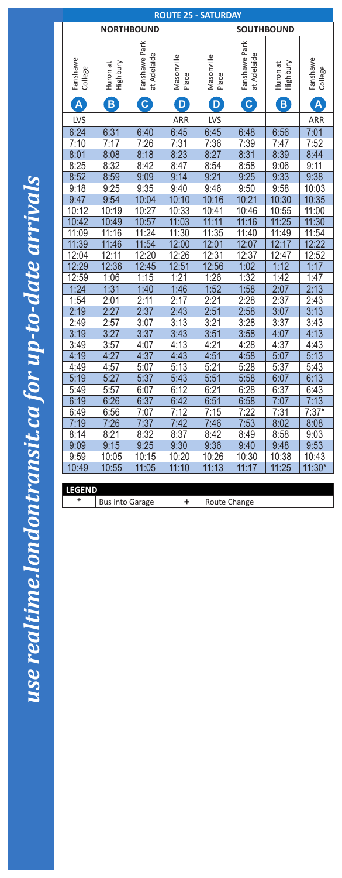## ROUTE 25 - SATURDAY

| NORTHBOUND | | | | SOUTHBOUND | | | |
|---|---|---|---|---|---|---|---|
| Fanshawe College | Huron at Highbury | Fanshawe Park at Adelaide | Masonville Place | Masonville Place | Fanshawe Park at Adelaide | Huron at Highbury | Fanshawe College |
| A | B | C | D | D | C | B | A |
| LVS | | | ARR | LVS | | | ARR |
| 6:24 | 6:31 | 6:40 | 6:45 | 6:45 | 6:48 | 6:56 | 7:01 |
| 7:10 | 7:17 | 7:26 | 7:31 | 7:36 | 7:39 | 7:47 | 7:52 |
| 8:01 | 8:08 | 8:18 | 8:23 | 8:27 | 8:31 | 8:39 | 8:44 |
| 8:25 | 8:32 | 8:42 | 8:47 | 8:54 | 8:58 | 9:06 | 9:11 |
| 8:52 | 8:59 | 9:09 | 9:14 | 9:21 | 9:25 | 9:33 | 9:38 |
| 9:18 | 9:25 | 9:35 | 9:40 | 9:46 | 9:50 | 9:58 | 10:03 |
| 9:47 | 9:54 | 10:04 | 10:10 | 10:16 | 10:21 | 10:30 | 10:35 |
| 10:12 | 10:19 | 10:27 | 10:33 | 10:41 | 10:46 | 10:55 | 11:00 |
| 10:42 | 10:49 | 10:57 | 11:03 | 11:11 | 11:16 | 11:25 | 11:30 |
| 11:09 | 11:16 | 11:24 | 11:30 | 11:35 | 11:40 | 11:49 | 11:54 |
| 11:39 | 11:46 | 11:54 | 12:00 | 12:01 | 12:07 | 12:17 | 12:22 |
| 12:04 | 12:11 | 12:20 | 12:26 | 12:31 | 12:37 | 12:47 | 12:52 |
| 12:29 | 12:36 | 12:45 | 12:51 | 12:56 | 1:02 | 1:12 | 1:17 |
| 12:59 | 1:06 | 1:15 | 1:21 | 1:26 | 1:32 | 1:42 | 1:47 |
| 1:24 | 1:31 | 1:40 | 1:46 | 1:52 | 1:58 | 2:07 | 2:13 |
| 1:54 | 2:01 | 2:11 | 2:17 | 2:21 | 2:28 | 2:37 | 2:43 |
| 2:19 | 2:27 | 2:37 | 2:43 | 2:51 | 2:58 | 3:07 | 3:13 |
| 2:49 | 2:57 | 3:07 | 3:13 | 3:21 | 3:28 | 3:37 | 3:43 |
| 3:19 | 3:27 | 3:37 | 3:43 | 3:51 | 3:58 | 4:07 | 4:13 |
| 3:49 | 3:57 | 4:07 | 4:13 | 4:21 | 4:28 | 4:37 | 4:43 |
| 4:19 | 4:27 | 4:37 | 4:43 | 4:51 | 4:58 | 5:07 | 5:13 |
| 4:49 | 4:57 | 5:07 | 5:13 | 5:21 | 5:28 | 5:37 | 5:43 |
| 5:19 | 5:27 | 5:37 | 5:43 | 5:51 | 5:58 | 6:07 | 6:13 |
| 5:49 | 5:57 | 6:07 | 6:12 | 6:21 | 6:28 | 6:37 | 6:43 |
| 6:19 | 6:26 | 6:37 | 6:42 | 6:51 | 6:58 | 7:07 | 7:13 |
| 6:49 | 6:56 | 7:07 | 7:12 | 7:15 | 7:22 | 7:31 | 7:37* |
| 7:19 | 7:26 | 7:37 | 7:42 | 7:46 | 7:53 | 8:02 | 8:08 |
| 8:14 | 8:21 | 8:32 | 8:37 | 8:42 | 8:49 | 8:58 | 9:03 |
| 9:09 | 9:15 | 9:25 | 9:30 | 9:36 | 9:40 | 9:48 | 9:53 |
| 9:59 | 10:05 | 10:15 | 10:20 | 10:26 | 10:30 | 10:38 | 10:43 |
| 10:49 | 10:55 | 11:05 | 11:10 | 11:13 | 11:17 | 11:25 | 11:30* |

| LEGEND | | | |
|---|---|---|---|
| * | Bus into Garage | + | Route Change |

*use realtime.londontransit.ca for up-to-date arrivals*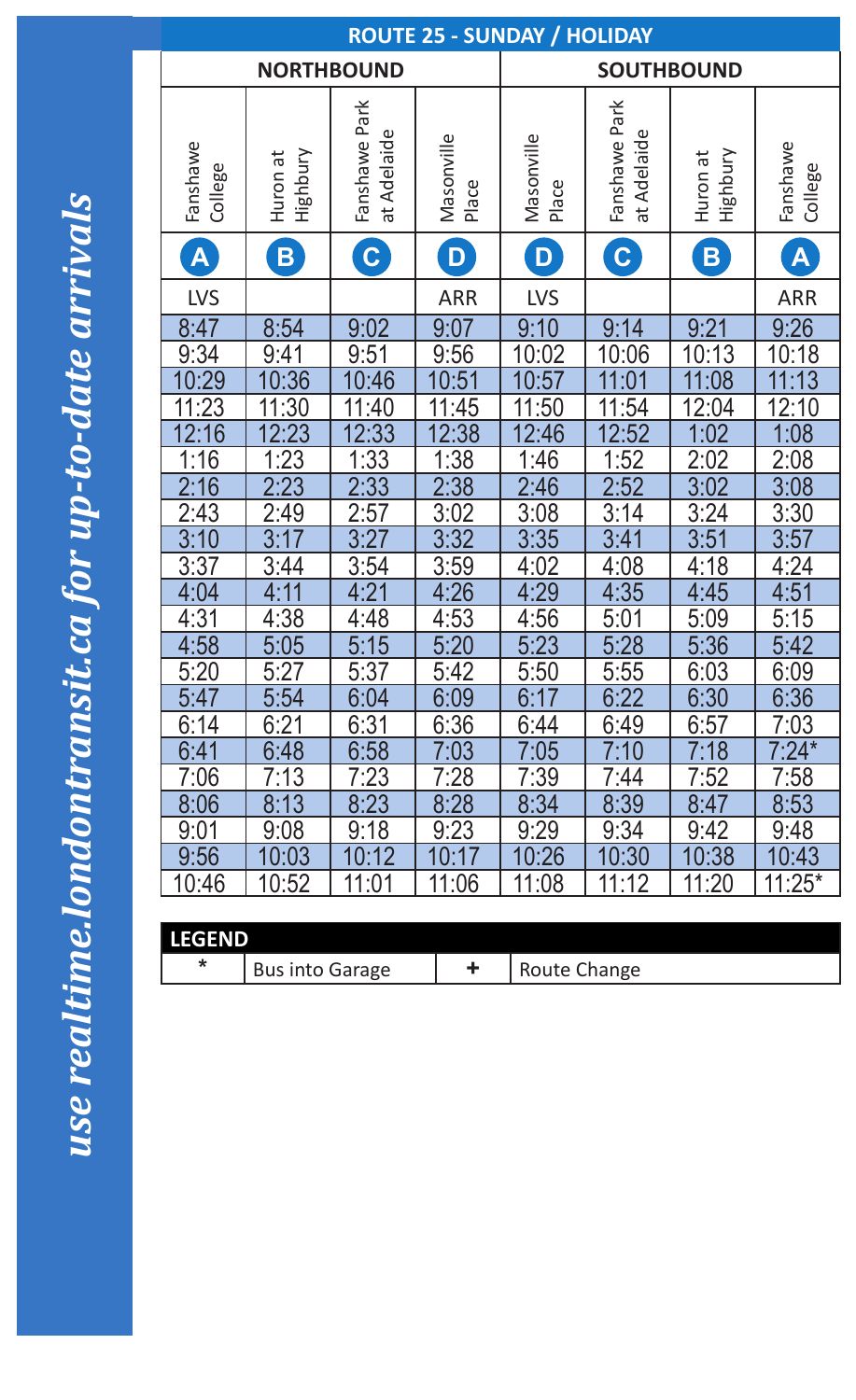*use realtime.londontransit.ca for up-to-date arrivals*

## ROUTE 25 - SUNDAY / HOLIDAY

| NORTHBOUND | | | | SOUTHBOUND | | | |
|---|---|---|---|---|---|---|---|
| Fanshawe College | Huron at Highbury | Fanshawe Park at Adelaide | Masonville Place | Masonville Place | Fanshawe Park at Adelaide | Huron at Highbury | Fanshawe College |
| A | B | C | D | D | C | B | A |
| LVS | | | ARR | LVS | | | ARR |
| 8:47 | 8:54 | 9:02 | 9:07 | 9:10 | 9:14 | 9:21 | 9:26 |
| 9:34 | 9:41 | 9:51 | 9:56 | 10:02 | 10:06 | 10:13 | 10:18 |
| 10:29 | 10:36 | 10:46 | 10:51 | 10:57 | 11:01 | 11:08 | 11:13 |
| 11:23 | 11:30 | 11:40 | 11:45 | 11:50 | 11:54 | 12:04 | 12:10 |
| 12:16 | 12:23 | 12:33 | 12:38 | 12:46 | 12:52 | 1:02 | 1:08 |
| 1:16 | 1:23 | 1:33 | 1:38 | 1:46 | 1:52 | 2:02 | 2:08 |
| 2:16 | 2:23 | 2:33 | 2:38 | 2:46 | 2:52 | 3:02 | 3:08 |
| 2:43 | 2:49 | 2:57 | 3:02 | 3:08 | 3:14 | 3:24 | 3:30 |
| 3:10 | 3:17 | 3:27 | 3:32 | 3:35 | 3:41 | 3:51 | 3:57 |
| 3:37 | 3:44 | 3:54 | 3:59 | 4:02 | 4:08 | 4:18 | 4:24 |
| 4:04 | 4:11 | 4:21 | 4:26 | 4:29 | 4:35 | 4:45 | 4:51 |
| 4:31 | 4:38 | 4:48 | 4:53 | 4:56 | 5:01 | 5:09 | 5:15 |
| 4:58 | 5:05 | 5:15 | 5:20 | 5:23 | 5:28 | 5:36 | 5:42 |
| 5:20 | 5:27 | 5:37 | 5:42 | 5:50 | 5:55 | 6:03 | 6:09 |
| 5:47 | 5:54 | 6:04 | 6:09 | 6:17 | 6:22 | 6:30 | 6:36 |
| 6:14 | 6:21 | 6:31 | 6:36 | 6:44 | 6:49 | 6:57 | 7:03 |
| 6:41 | 6:48 | 6:58 | 7:03 | 7:05 | 7:10 | 7:18 | 7:24* |
| 7:06 | 7:13 | 7:23 | 7:28 | 7:39 | 7:44 | 7:52 | 7:58 |
| 8:06 | 8:13 | 8:23 | 8:28 | 8:34 | 8:39 | 8:47 | 8:53 |
| 9:01 | 9:08 | 9:18 | 9:23 | 9:29 | 9:34 | 9:42 | 9:48 |
| 9:56 | 10:03 | 10:12 | 10:17 | 10:26 | 10:30 | 10:38 | 10:43 |
| 10:46 | 10:52 | 11:01 | 11:06 | 11:08 | 11:12 | 11:20 | 11:25* |

**LEGEND**

| | | | |
|---|---|---|---|
| * | Bus into Garage | + | Route Change |